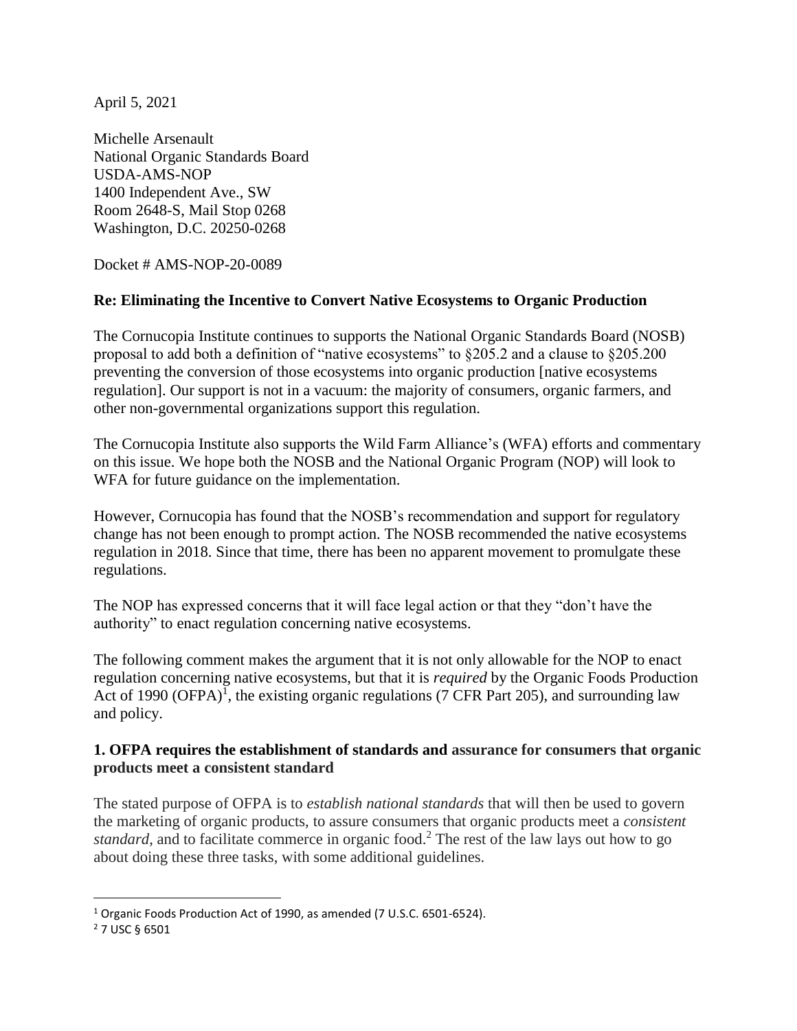April 5, 2021

Michelle Arsenault
National Organic Standards Board
USDA-AMS-NOP
1400 Independent Ave., SW
Room 2648-S, Mail Stop 0268
Washington, D.C. 20250-0268

Docket # AMS-NOP-20-0089

**Re: Eliminating the Incentive to Convert Native Ecosystems to Organic Production**

The Cornucopia Institute continues to supports the National Organic Standards Board (NOSB) proposal to add both a definition of "native ecosystems" to §205.2 and a clause to §205.200 preventing the conversion of those ecosystems into organic production [native ecosystems regulation]. Our support is not in a vacuum: the majority of consumers, organic farmers, and other non-governmental organizations support this regulation.

The Cornucopia Institute also supports the Wild Farm Alliance's (WFA) efforts and commentary on this issue. We hope both the NOSB and the National Organic Program (NOP) will look to WFA for future guidance on the implementation.

However, Cornucopia has found that the NOSB's recommendation and support for regulatory change has not been enough to prompt action. The NOSB recommended the native ecosystems regulation in 2018. Since that time, there has been no apparent movement to promulgate these regulations.

The NOP has expressed concerns that it will face legal action or that they "don't have the authority" to enact regulation concerning native ecosystems.

The following comment makes the argument that it is not only allowable for the NOP to enact regulation concerning native ecosystems, but that it is *required* by the Organic Foods Production Act of 1990 (OFPA)[1], the existing organic regulations (7 CFR Part 205), and surrounding law and policy.

### 1. OFPA requires the establishment of standards and assurance for consumers that organic products meet a consistent standard

The stated purpose of OFPA is to *establish national standards* that will then be used to govern the marketing of organic products, to assure consumers that organic products meet a *consistent standard*, and to facilitate commerce in organic food.[2] The rest of the law lays out how to go about doing these three tasks, with some additional guidelines.

---

[1] Organic Foods Production Act of 1990, as amended (7 U.S.C. 6501-6524).

[2] 7 USC § 6501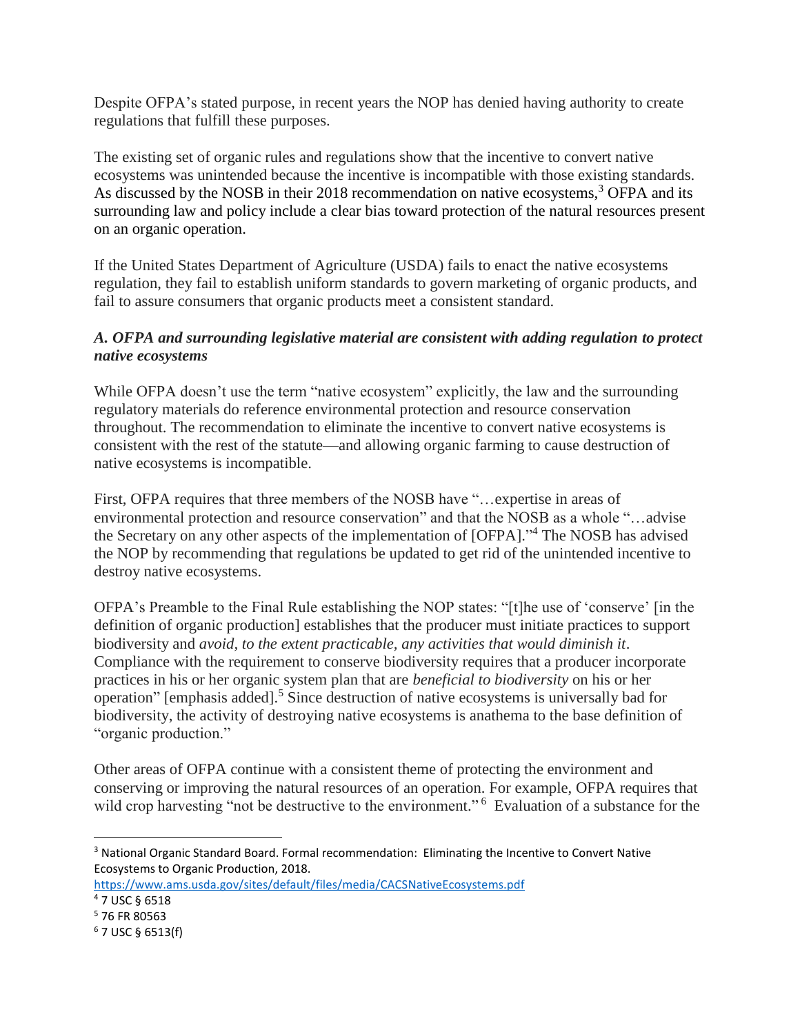Despite OFPA's stated purpose, in recent years the NOP has denied having authority to create regulations that fulfill these purposes.

The existing set of organic rules and regulations show that the incentive to convert native ecosystems was unintended because the incentive is incompatible with those existing standards. As discussed by the NOSB in their 2018 recommendation on native ecosystems,[3] OFPA and its surrounding law and policy include a clear bias toward protection of the natural resources present on an organic operation.

If the United States Department of Agriculture (USDA) fails to enact the native ecosystems regulation, they fail to establish uniform standards to govern marketing of organic products, and fail to assure consumers that organic products meet a consistent standard.

### *A. OFPA and surrounding legislative material are consistent with adding regulation to protect native ecosystems*

While OFPA doesn't use the term "native ecosystem" explicitly, the law and the surrounding regulatory materials do reference environmental protection and resource conservation throughout. The recommendation to eliminate the incentive to convert native ecosystems is consistent with the rest of the statute—and allowing organic farming to cause destruction of native ecosystems is incompatible.

First, OFPA requires that three members of the NOSB have "…expertise in areas of environmental protection and resource conservation" and that the NOSB as a whole "…advise the Secretary on any other aspects of the implementation of [OFPA]."[4] The NOSB has advised the NOP by recommending that regulations be updated to get rid of the unintended incentive to destroy native ecosystems.

OFPA's Preamble to the Final Rule establishing the NOP states: "[t]he use of 'conserve' [in the definition of organic production] establishes that the producer must initiate practices to support biodiversity and *avoid, to the extent practicable, any activities that would diminish it*. Compliance with the requirement to conserve biodiversity requires that a producer incorporate practices in his or her organic system plan that are *beneficial to biodiversity* on his or her operation" [emphasis added].[5] Since destruction of native ecosystems is universally bad for biodiversity, the activity of destroying native ecosystems is anathema to the base definition of "organic production."

Other areas of OFPA continue with a consistent theme of protecting the environment and conserving or improving the natural resources of an operation. For example, OFPA requires that wild crop harvesting "not be destructive to the environment."[6] Evaluation of a substance for the

---

[3] National Organic Standard Board. Formal recommendation: Eliminating the Incentive to Convert Native Ecosystems to Organic Production, 2018. https://www.ams.usda.gov/sites/default/files/media/CACSNativeEcosystems.pdf

[4] 7 USC § 6518

[5] 76 FR 80563

[6] 7 USC § 6513(f)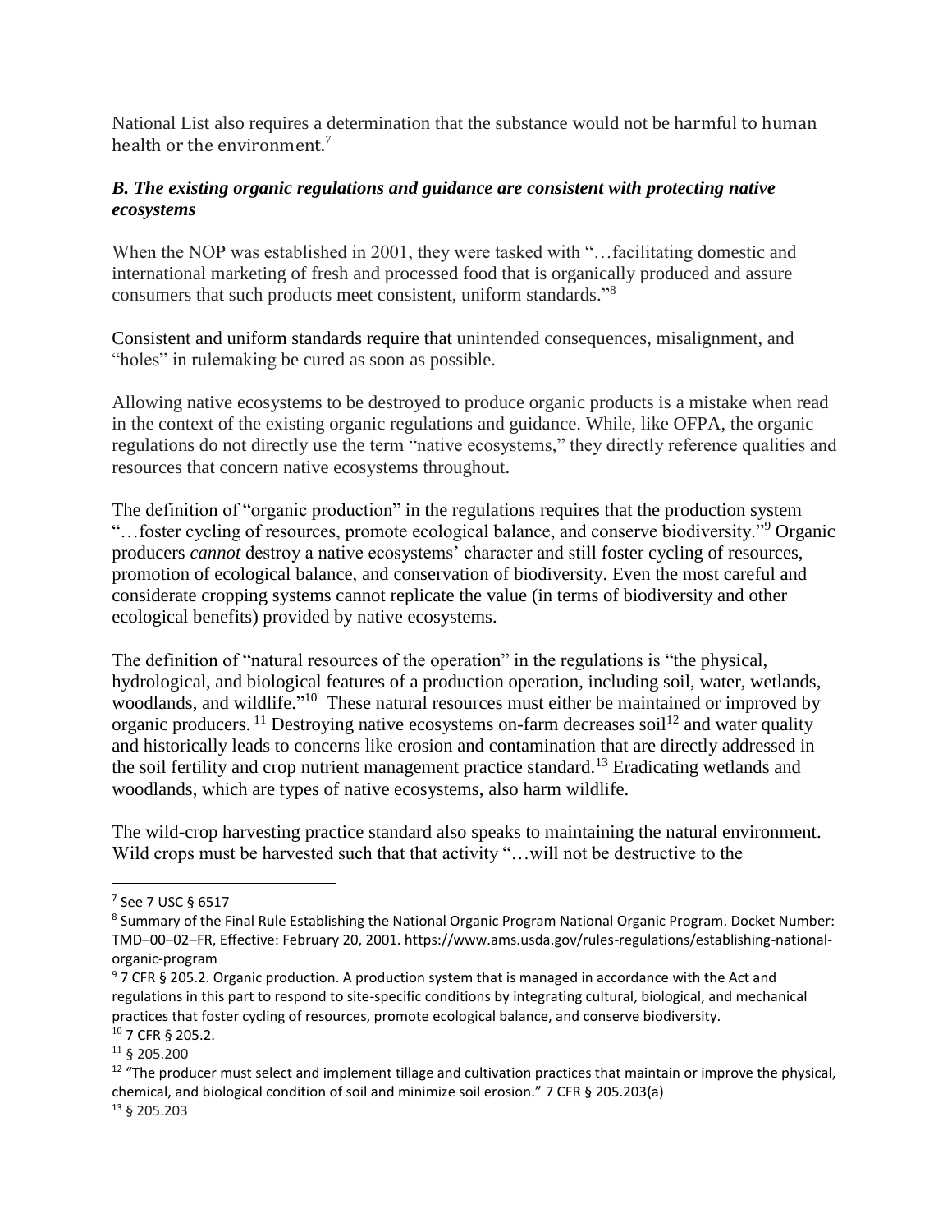National List also requires a determination that the substance would not be harmful to human health or the environment.[7]

### *B. The existing organic regulations and guidance are consistent with protecting native ecosystems*

When the NOP was established in 2001, they were tasked with "…facilitating domestic and international marketing of fresh and processed food that is organically produced and assure consumers that such products meet consistent, uniform standards."[8]

Consistent and uniform standards require that unintended consequences, misalignment, and "holes" in rulemaking be cured as soon as possible.

Allowing native ecosystems to be destroyed to produce organic products is a mistake when read in the context of the existing organic regulations and guidance. While, like OFPA, the organic regulations do not directly use the term "native ecosystems," they directly reference qualities and resources that concern native ecosystems throughout.

The definition of "organic production" in the regulations requires that the production system "…foster cycling of resources, promote ecological balance, and conserve biodiversity."[9] Organic producers *cannot* destroy a native ecosystems' character and still foster cycling of resources, promotion of ecological balance, and conservation of biodiversity. Even the most careful and considerate cropping systems cannot replicate the value (in terms of biodiversity and other ecological benefits) provided by native ecosystems.

The definition of "natural resources of the operation" in the regulations is "the physical, hydrological, and biological features of a production operation, including soil, water, wetlands, woodlands, and wildlife."[10] These natural resources must either be maintained or improved by organic producers.[11] Destroying native ecosystems on-farm decreases soil[12] and water quality and historically leads to concerns like erosion and contamination that are directly addressed in the soil fertility and crop nutrient management practice standard.[13] Eradicating wetlands and woodlands, which are types of native ecosystems, also harm wildlife.

The wild-crop harvesting practice standard also speaks to maintaining the natural environment. Wild crops must be harvested such that that activity "…will not be destructive to the

---

[7] See 7 USC § 6517

[8] Summary of the Final Rule Establishing the National Organic Program National Organic Program. Docket Number: TMD–00–02–FR, Effective: February 20, 2001. https://www.ams.usda.gov/rules-regulations/establishing-national-organic-program

[9] 7 CFR § 205.2. Organic production. A production system that is managed in accordance with the Act and regulations in this part to respond to site-specific conditions by integrating cultural, biological, and mechanical practices that foster cycling of resources, promote ecological balance, and conserve biodiversity.

[10] 7 CFR § 205.2.

[11] § 205.200

[12] "The producer must select and implement tillage and cultivation practices that maintain or improve the physical, chemical, and biological condition of soil and minimize soil erosion." 7 CFR § 205.203(a)

[13] § 205.203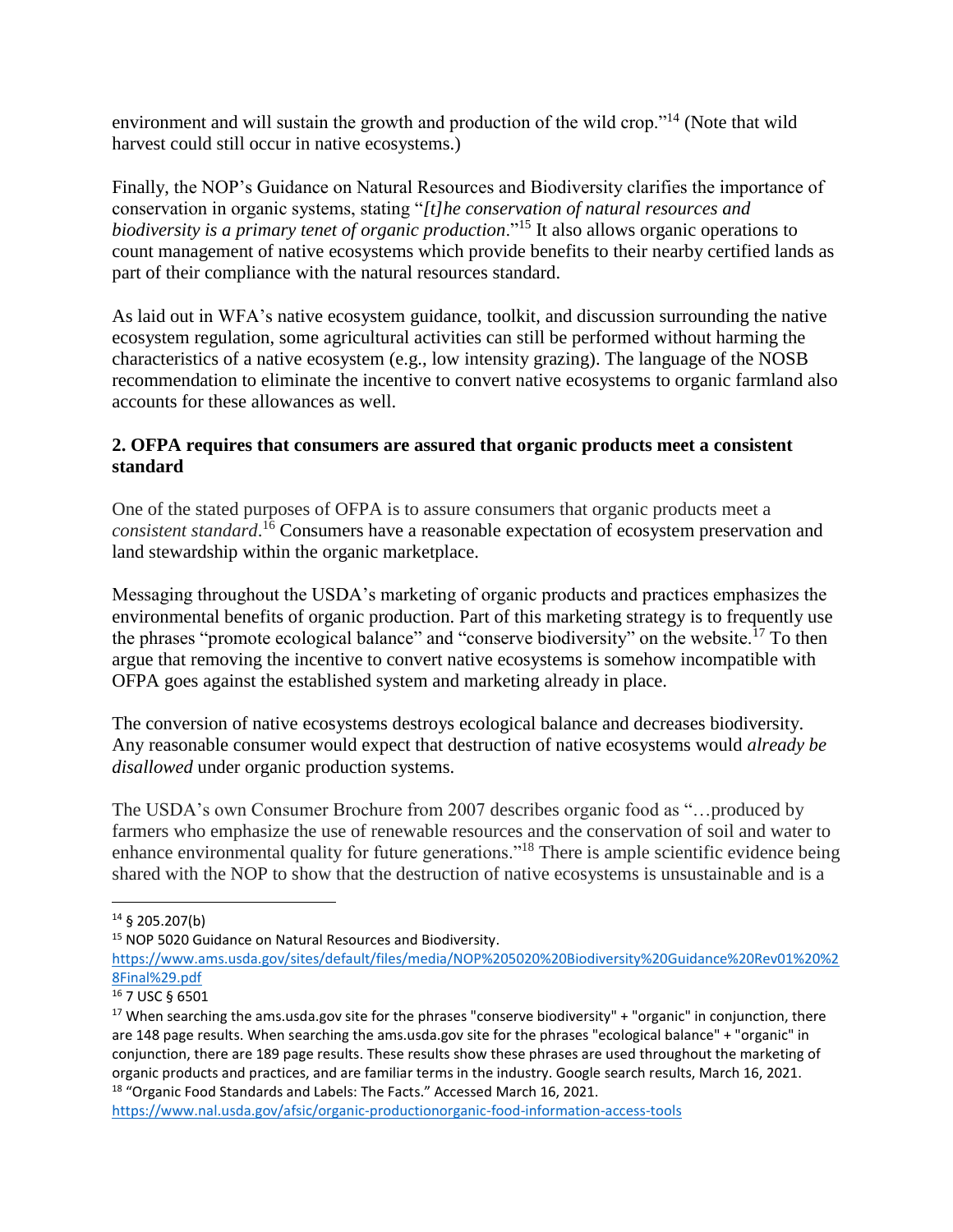environment and will sustain the growth and production of the wild crop."[14] (Note that wild harvest could still occur in native ecosystems.)

Finally, the NOP's Guidance on Natural Resources and Biodiversity clarifies the importance of conservation in organic systems, stating "*[t]he conservation of natural resources and biodiversity is a primary tenet of organic production*."[15] It also allows organic operations to count management of native ecosystems which provide benefits to their nearby certified lands as part of their compliance with the natural resources standard.

As laid out in WFA's native ecosystem guidance, toolkit, and discussion surrounding the native ecosystem regulation, some agricultural activities can still be performed without harming the characteristics of a native ecosystem (e.g., low intensity grazing). The language of the NOSB recommendation to eliminate the incentive to convert native ecosystems to organic farmland also accounts for these allowances as well.

**2. OFPA requires that consumers are assured that organic products meet a consistent standard**

One of the stated purposes of OFPA is to assure consumers that organic products meet a *consistent standard*.[16] Consumers have a reasonable expectation of ecosystem preservation and land stewardship within the organic marketplace.

Messaging throughout the USDA's marketing of organic products and practices emphasizes the environmental benefits of organic production. Part of this marketing strategy is to frequently use the phrases "promote ecological balance" and "conserve biodiversity" on the website.[17] To then argue that removing the incentive to convert native ecosystems is somehow incompatible with OFPA goes against the established system and marketing already in place.

The conversion of native ecosystems destroys ecological balance and decreases biodiversity. Any reasonable consumer would expect that destruction of native ecosystems would *already be disallowed* under organic production systems.

The USDA's own Consumer Brochure from 2007 describes organic food as "…produced by farmers who emphasize the use of renewable resources and the conservation of soil and water to enhance environmental quality for future generations."[18] There is ample scientific evidence being shared with the NOP to show that the destruction of native ecosystems is unsustainable and is a

---

[14] § 205.207(b)

[15] NOP 5020 Guidance on Natural Resources and Biodiversity. https://www.ams.usda.gov/sites/default/files/media/NOP%205020%20Biodiversity%20Guidance%20Rev01%20%28Final%29.pdf

[16] 7 USC § 6501

[17] When searching the ams.usda.gov site for the phrases "conserve biodiversity" + "organic" in conjunction, there are 148 page results. When searching the ams.usda.gov site for the phrases "ecological balance" + "organic" in conjunction, there are 189 page results. These results show these phrases are used throughout the marketing of organic products and practices, and are familiar terms in the industry. Google search results, March 16, 2021.

[18] "Organic Food Standards and Labels: The Facts." Accessed March 16, 2021. https://www.nal.usda.gov/afsic/organic-productionorganic-food-information-access-tools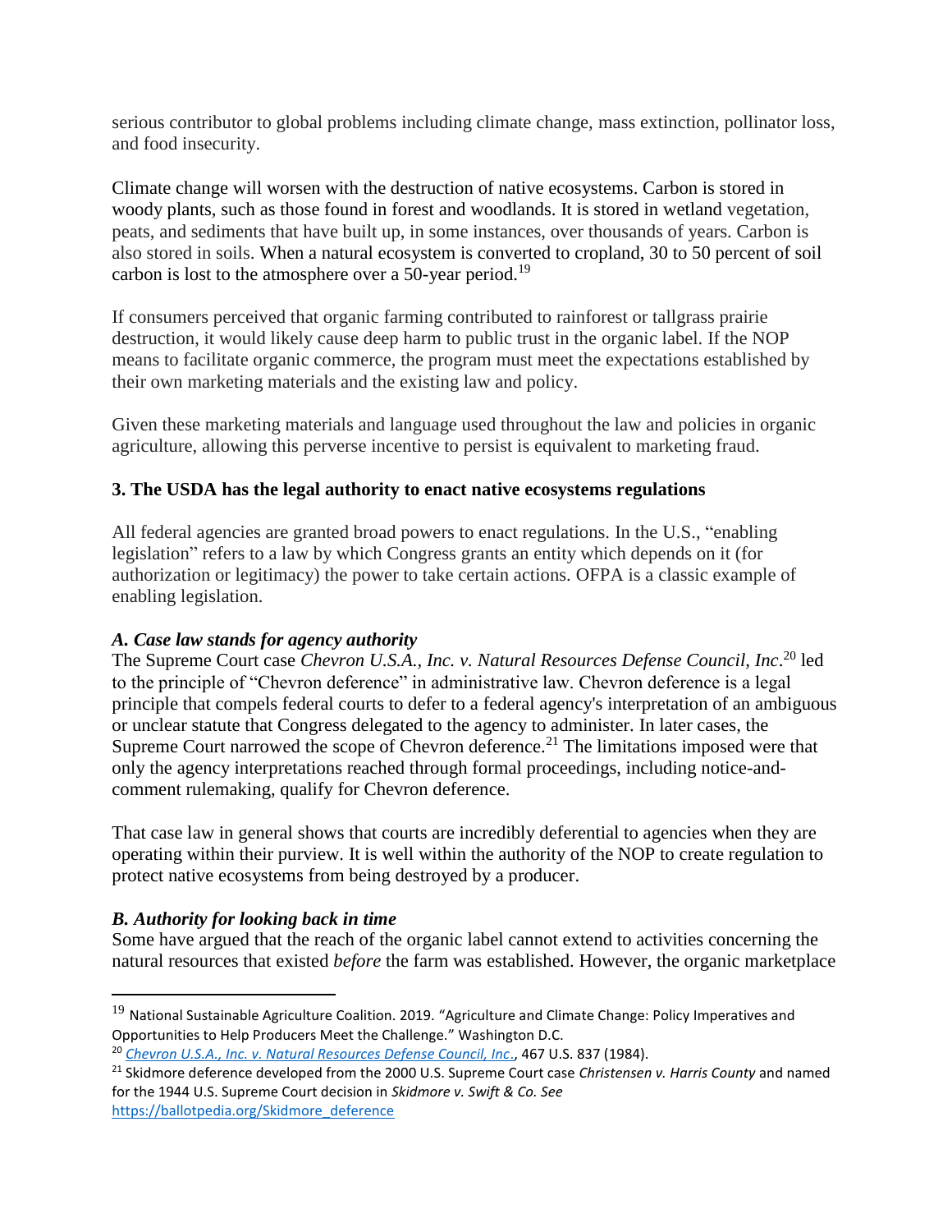serious contributor to global problems including climate change, mass extinction, pollinator loss, and food insecurity.

Climate change will worsen with the destruction of native ecosystems. Carbon is stored in woody plants, such as those found in forest and woodlands. It is stored in wetland vegetation, peats, and sediments that have built up, in some instances, over thousands of years. Carbon is also stored in soils. When a natural ecosystem is converted to cropland, 30 to 50 percent of soil carbon is lost to the atmosphere over a 50-year period.[19]

If consumers perceived that organic farming contributed to rainforest or tallgrass prairie destruction, it would likely cause deep harm to public trust in the organic label. If the NOP means to facilitate organic commerce, the program must meet the expectations established by their own marketing materials and the existing law and policy.

Given these marketing materials and language used throughout the law and policies in organic agriculture, allowing this perverse incentive to persist is equivalent to marketing fraud.

### 3. The USDA has the legal authority to enact native ecosystems regulations

All federal agencies are granted broad powers to enact regulations. In the U.S., "enabling legislation" refers to a law by which Congress grants an entity which depends on it (for authorization or legitimacy) the power to take certain actions. OFPA is a classic example of enabling legislation.

#### *A. Case law stands for agency authority*

The Supreme Court case *Chevron U.S.A., Inc. v. Natural Resources Defense Council, Inc*.[20] led to the principle of "Chevron deference" in administrative law. Chevron deference is a legal principle that compels federal courts to defer to a federal agency's interpretation of an ambiguous or unclear statute that Congress delegated to the agency to administer. In later cases, the Supreme Court narrowed the scope of Chevron deference.[21] The limitations imposed were that only the agency interpretations reached through formal proceedings, including notice-and-comment rulemaking, qualify for Chevron deference.

That case law in general shows that courts are incredibly deferential to agencies when they are operating within their purview. It is well within the authority of the NOP to create regulation to protect native ecosystems from being destroyed by a producer.

#### *B. Authority for looking back in time*

Some have argued that the reach of the organic label cannot extend to activities concerning the natural resources that existed *before* the farm was established. However, the organic marketplace

---

[19] National Sustainable Agriculture Coalition. 2019. "Agriculture and Climate Change: Policy Imperatives and Opportunities to Help Producers Meet the Challenge." Washington D.C.

[20] *Chevron U.S.A., Inc. v. Natural Resources Defense Council, Inc.*, 467 U.S. 837 (1984).

[21] Skidmore deference developed from the 2000 U.S. Supreme Court case *Christensen v. Harris County* and named for the 1944 U.S. Supreme Court decision in *Skidmore v. Swift & Co. See* https://ballotpedia.org/Skidmore_deference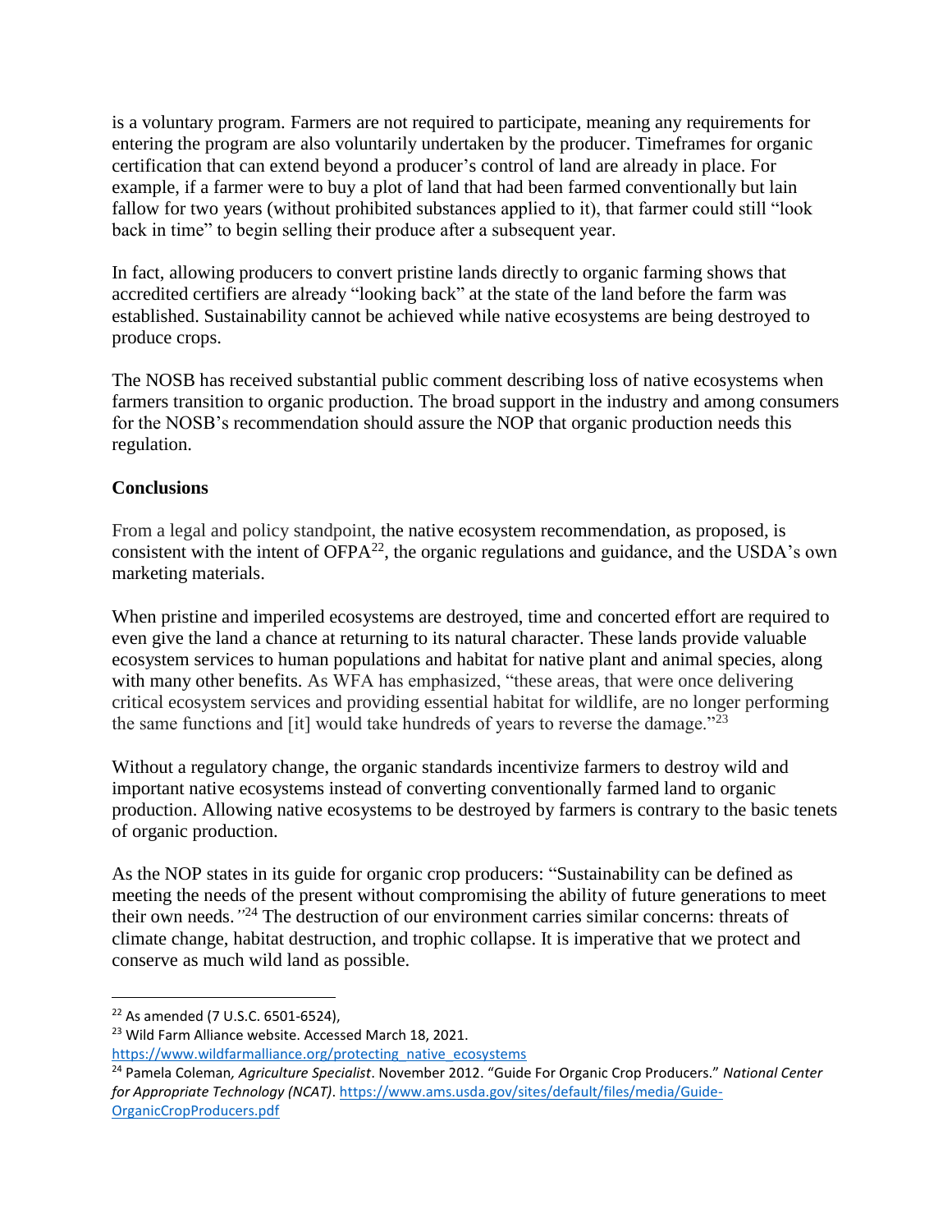is a voluntary program. Farmers are not required to participate, meaning any requirements for entering the program are also voluntarily undertaken by the producer. Timeframes for organic certification that can extend beyond a producer's control of land are already in place. For example, if a farmer were to buy a plot of land that had been farmed conventionally but lain fallow for two years (without prohibited substances applied to it), that farmer could still "look back in time" to begin selling their produce after a subsequent year.

In fact, allowing producers to convert pristine lands directly to organic farming shows that accredited certifiers are already "looking back" at the state of the land before the farm was established. Sustainability cannot be achieved while native ecosystems are being destroyed to produce crops.

The NOSB has received substantial public comment describing loss of native ecosystems when farmers transition to organic production. The broad support in the industry and among consumers for the NOSB's recommendation should assure the NOP that organic production needs this regulation.

**Conclusions**

From a legal and policy standpoint, the native ecosystem recommendation, as proposed, is consistent with the intent of OFPA[22], the organic regulations and guidance, and the USDA's own marketing materials.

When pristine and imperiled ecosystems are destroyed, time and concerted effort are required to even give the land a chance at returning to its natural character. These lands provide valuable ecosystem services to human populations and habitat for native plant and animal species, along with many other benefits. As WFA has emphasized, "these areas, that were once delivering critical ecosystem services and providing essential habitat for wildlife, are no longer performing the same functions and [it] would take hundreds of years to reverse the damage."[23]

Without a regulatory change, the organic standards incentivize farmers to destroy wild and important native ecosystems instead of converting conventionally farmed land to organic production. Allowing native ecosystems to be destroyed by farmers is contrary to the basic tenets of organic production.

As the NOP states in its guide for organic crop producers: "Sustainability can be defined as meeting the needs of the present without compromising the ability of future generations to meet their own needs."[24] The destruction of our environment carries similar concerns: threats of climate change, habitat destruction, and trophic collapse. It is imperative that we protect and conserve as much wild land as possible.

---

[22] As amended (7 U.S.C. 6501-6524),

[23] Wild Farm Alliance website. Accessed March 18, 2021. https://www.wildfarmalliance.org/protecting_native_ecosystems

[24] Pamela Coleman*, Agriculture Specialist*. November 2012. "Guide For Organic Crop Producers." *National Center for Appropriate Technology (NCAT)*. https://www.ams.usda.gov/sites/default/files/media/Guide-OrganicCropProducers.pdf